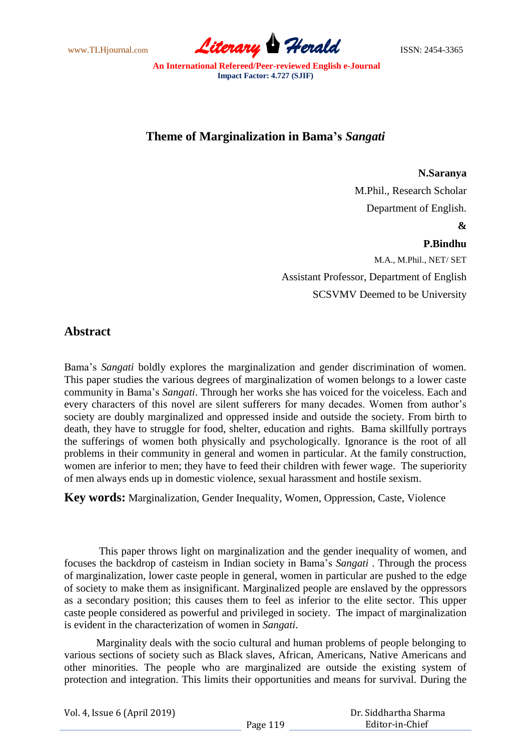# Theme of Marginalization in Bama's *Sangati*

**N.Saranya**
M.Phil., Research Scholar
Department of English.

**&**

**P.Bindhu**
M.A., M.Phil., NET/ SET
Assistant Professor, Department of English
SCSVMV Deemed to be University

## Abstract

Bama's *Sangati* boldly explores the marginalization and gender discrimination of women. This paper studies the various degrees of marginalization of women belongs to a lower caste community in Bama's *Sangati*. Through her works she has voiced for the voiceless. Each and every characters of this novel are silent sufferers for many decades. Women from author's society are doubly marginalized and oppressed inside and outside the society. From birth to death, they have to struggle for food, shelter, education and rights. Bama skillfully portrays the sufferings of women both physically and psychologically. Ignorance is the root of all problems in their community in general and women in particular. At the family construction, women are inferior to men; they have to feed their children with fewer wage. The superiority of men always ends up in domestic violence, sexual harassment and hostile sexism.

**Key words:** Marginalization, Gender Inequality, Women, Oppression, Caste, Violence

This paper throws light on marginalization and the gender inequality of women, and focuses the backdrop of casteism in Indian society in Bama's *Sangati* . Through the process of marginalization, lower caste people in general, women in particular are pushed to the edge of society to make them as insignificant. Marginalized people are enslaved by the oppressors as a secondary position; this causes them to feel as inferior to the elite sector. This upper caste people considered as powerful and privileged in society. The impact of marginalization is evident in the characterization of women in *Sangati*.

Marginality deals with the socio cultural and human problems of people belonging to various sections of society such as Black slaves, African, Americans, Native Americans and other minorities. The people who are marginalized are outside the existing system of protection and integration. This limits their opportunities and means for survival. During the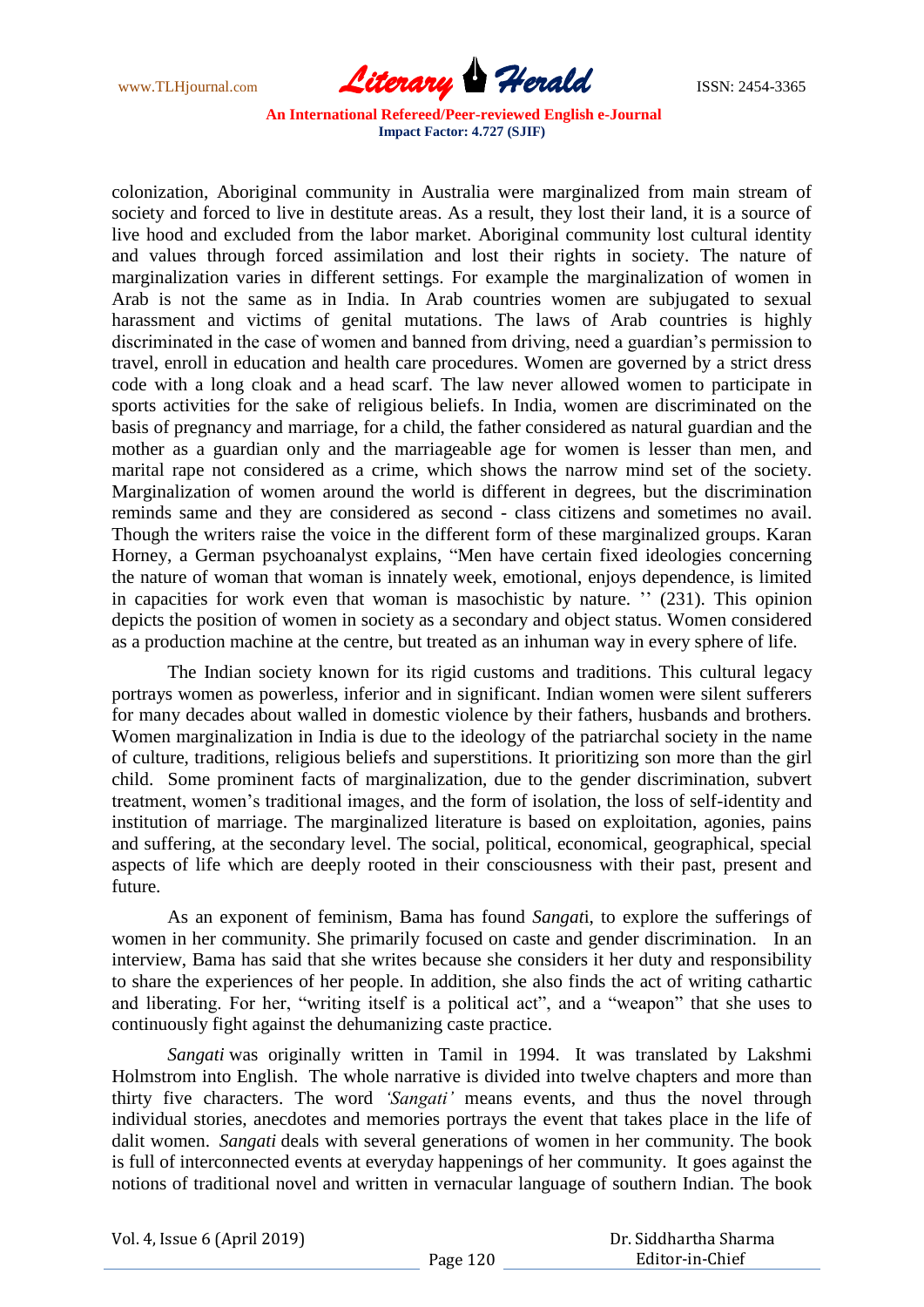colonization, Aboriginal community in Australia were marginalized from main stream of society and forced to live in destitute areas. As a result, they lost their land, it is a source of live hood and excluded from the labor market. Aboriginal community lost cultural identity and values through forced assimilation and lost their rights in society. The nature of marginalization varies in different settings. For example the marginalization of women in Arab is not the same as in India. In Arab countries women are subjugated to sexual harassment and victims of genital mutations. The laws of Arab countries is highly discriminated in the case of women and banned from driving, need a guardian's permission to travel, enroll in education and health care procedures. Women are governed by a strict dress code with a long cloak and a head scarf. The law never allowed women to participate in sports activities for the sake of religious beliefs. In India, women are discriminated on the basis of pregnancy and marriage, for a child, the father considered as natural guardian and the mother as a guardian only and the marriageable age for women is lesser than men, and marital rape not considered as a crime, which shows the narrow mind set of the society. Marginalization of women around the world is different in degrees, but the discrimination reminds same and they are considered as second - class citizens and sometimes no avail. Though the writers raise the voice in the different form of these marginalized groups. Karan Horney, a German psychoanalyst explains, "Men have certain fixed ideologies concerning the nature of woman that woman is innately week, emotional, enjoys dependence, is limited in capacities for work even that woman is masochistic by nature. '' (231). This opinion depicts the position of women in society as a secondary and object status. Women considered as a production machine at the centre, but treated as an inhuman way in every sphere of life.

The Indian society known for its rigid customs and traditions. This cultural legacy portrays women as powerless, inferior and in significant. Indian women were silent sufferers for many decades about walled in domestic violence by their fathers, husbands and brothers. Women marginalization in India is due to the ideology of the patriarchal society in the name of culture, traditions, religious beliefs and superstitions. It prioritizing son more than the girl child. Some prominent facts of marginalization, due to the gender discrimination, subvert treatment, women's traditional images, and the form of isolation, the loss of self-identity and institution of marriage. The marginalized literature is based on exploitation, agonies, pains and suffering, at the secondary level. The social, political, economical, geographical, special aspects of life which are deeply rooted in their consciousness with their past, present and future.

As an exponent of feminism, Bama has found *Sangati*, to explore the sufferings of women in her community. She primarily focused on caste and gender discrimination. In an interview, Bama has said that she writes because she considers it her duty and responsibility to share the experiences of her people. In addition, she also finds the act of writing cathartic and liberating. For her, "writing itself is a political act", and a "weapon" that she uses to continuously fight against the dehumanizing caste practice.

*Sangati* was originally written in Tamil in 1994. It was translated by Lakshmi Holmstrom into English. The whole narrative is divided into twelve chapters and more than thirty five characters. The word *'Sangati'* means events, and thus the novel through individual stories, anecdotes and memories portrays the event that takes place in the life of dalit women. *Sangati* deals with several generations of women in her community. The book is full of interconnected events at everyday happenings of her community. It goes against the notions of traditional novel and written in vernacular language of southern Indian. The book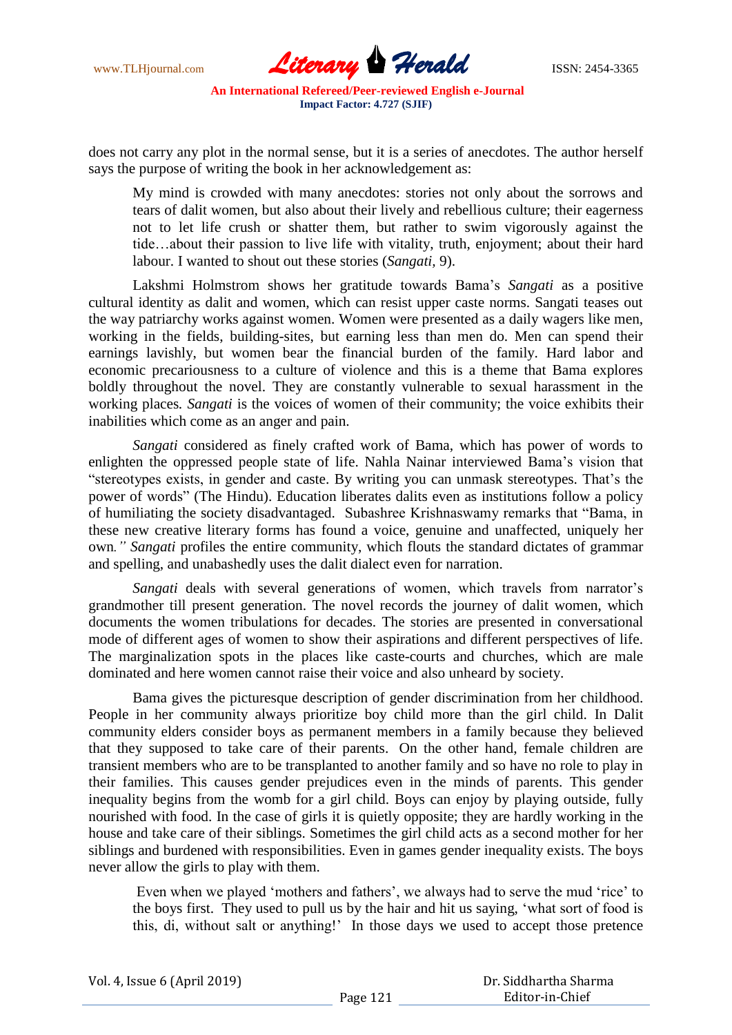does not carry any plot in the normal sense, but it is a series of anecdotes. The author herself says the purpose of writing the book in her acknowledgement as:

> My mind is crowded with many anecdotes: stories not only about the sorrows and tears of dalit women, but also about their lively and rebellious culture; their eagerness not to let life crush or shatter them, but rather to swim vigorously against the tide…about their passion to live life with vitality, truth, enjoyment; about their hard labour. I wanted to shout out these stories (*Sangati*, 9).

Lakshmi Holmstrom shows her gratitude towards Bama's *Sangati* as a positive cultural identity as dalit and women, which can resist upper caste norms. Sangati teases out the way patriarchy works against women. Women were presented as a daily wagers like men, working in the fields, building-sites, but earning less than men do. Men can spend their earnings lavishly, but women bear the financial burden of the family. Hard labor and economic precariousness to a culture of violence and this is a theme that Bama explores boldly throughout the novel. They are constantly vulnerable to sexual harassment in the working places. *Sangati* is the voices of women of their community; the voice exhibits their inabilities which come as an anger and pain.

*Sangati* considered as finely crafted work of Bama, which has power of words to enlighten the oppressed people state of life. Nahla Nainar interviewed Bama's vision that "stereotypes exists, in gender and caste. By writing you can unmask stereotypes. That's the power of words" (The Hindu). Education liberates dalits even as institutions follow a policy of humiliating the society disadvantaged. Subashree Krishnaswamy remarks that "Bama, in these new creative literary forms has found a voice, genuine and unaffected, uniquely her own*."* *Sangati* profiles the entire community, which flouts the standard dictates of grammar and spelling, and unabashedly uses the dalit dialect even for narration.

*Sangati* deals with several generations of women, which travels from narrator's grandmother till present generation. The novel records the journey of dalit women, which documents the women tribulations for decades. The stories are presented in conversational mode of different ages of women to show their aspirations and different perspectives of life. The marginalization spots in the places like caste-courts and churches, which are male dominated and here women cannot raise their voice and also unheard by society.

Bama gives the picturesque description of gender discrimination from her childhood. People in her community always prioritize boy child more than the girl child. In Dalit community elders consider boys as permanent members in a family because they believed that they supposed to take care of their parents. On the other hand, female children are transient members who are to be transplanted to another family and so have no role to play in their families. This causes gender prejudices even in the minds of parents. This gender inequality begins from the womb for a girl child. Boys can enjoy by playing outside, fully nourished with food. In the case of girls it is quietly opposite; they are hardly working in the house and take care of their siblings. Sometimes the girl child acts as a second mother for her siblings and burdened with responsibilities. Even in games gender inequality exists. The boys never allow the girls to play with them.

> Even when we played 'mothers and fathers', we always had to serve the mud 'rice' to the boys first. They used to pull us by the hair and hit us saying, 'what sort of food is this, di, without salt or anything!' In those days we used to accept those pretence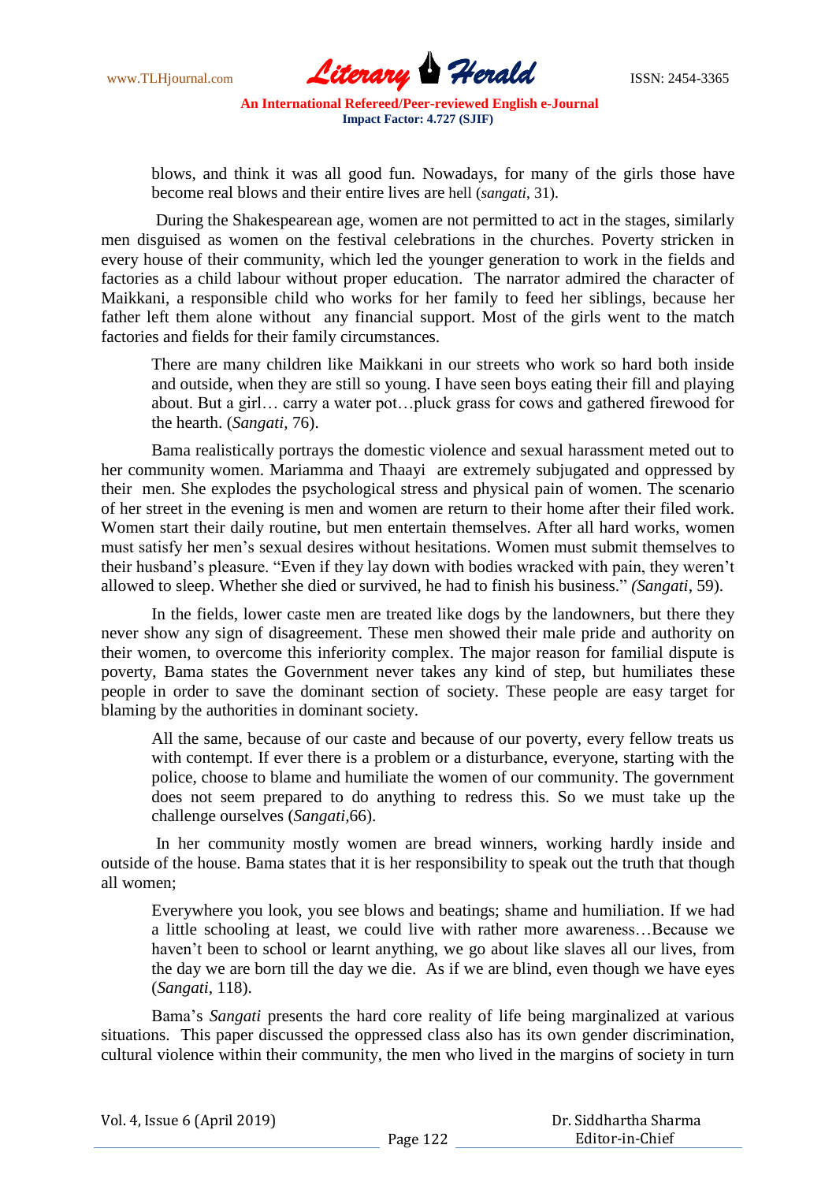> blows, and think it was all good fun. Nowadays, for many of the girls those have become real blows and their entire lives are hell (*sangati*, 31).

During the Shakespearean age, women are not permitted to act in the stages, similarly men disguised as women on the festival celebrations in the churches. Poverty stricken in every house of their community, which led the younger generation to work in the fields and factories as a child labour without proper education. The narrator admired the character of Maikkani, a responsible child who works for her family to feed her siblings, because her father left them alone without any financial support. Most of the girls went to the match factories and fields for their family circumstances.

> There are many children like Maikkani in our streets who work so hard both inside and outside, when they are still so young. I have seen boys eating their fill and playing about. But a girl… carry a water pot…pluck grass for cows and gathered firewood for the hearth. (*Sangati*, 76).

Bama realistically portrays the domestic violence and sexual harassment meted out to her community women. Mariamma and Thaayi are extremely subjugated and oppressed by their men. She explodes the psychological stress and physical pain of women. The scenario of her street in the evening is men and women are return to their home after their filed work. Women start their daily routine, but men entertain themselves. After all hard works, women must satisfy her men's sexual desires without hesitations. Women must submit themselves to their husband's pleasure. "Even if they lay down with bodies wracked with pain, they weren't allowed to sleep. Whether she died or survived, he had to finish his business." *(Sangati*, 59).

In the fields, lower caste men are treated like dogs by the landowners, but there they never show any sign of disagreement. These men showed their male pride and authority on their women, to overcome this inferiority complex. The major reason for familial dispute is poverty, Bama states the Government never takes any kind of step, but humiliates these people in order to save the dominant section of society. These people are easy target for blaming by the authorities in dominant society.

> All the same, because of our caste and because of our poverty, every fellow treats us with contempt. If ever there is a problem or a disturbance, everyone, starting with the police, choose to blame and humiliate the women of our community. The government does not seem prepared to do anything to redress this. So we must take up the challenge ourselves (*Sangati,*66).

In her community mostly women are bread winners, working hardly inside and outside of the house. Bama states that it is her responsibility to speak out the truth that though all women;

> Everywhere you look, you see blows and beatings; shame and humiliation. If we had a little schooling at least, we could live with rather more awareness…Because we haven't been to school or learnt anything, we go about like slaves all our lives, from the day we are born till the day we die. As if we are blind, even though we have eyes (*Sangati*, 118).

Bama's *Sangati* presents the hard core reality of life being marginalized at various situations. This paper discussed the oppressed class also has its own gender discrimination, cultural violence within their community, the men who lived in the margins of society in turn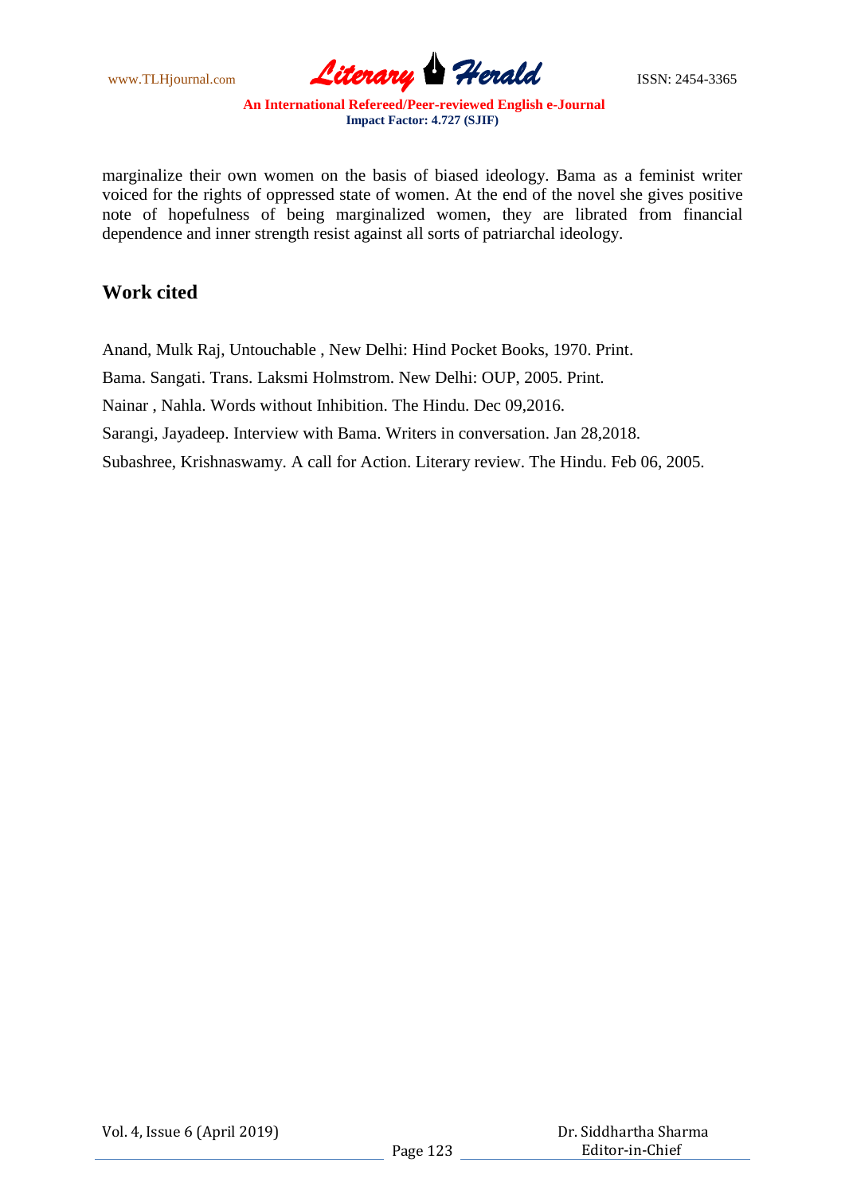marginalize their own women on the basis of biased ideology. Bama as a feminist writer voiced for the rights of oppressed state of women. At the end of the novel she gives positive note of hopefulness of being marginalized women, they are librated from financial dependence and inner strength resist against all sorts of patriarchal ideology.

## Work cited

Anand, Mulk Raj, Untouchable , New Delhi: Hind Pocket Books, 1970. Print.

Bama. Sangati. Trans. Laksmi Holmstrom. New Delhi: OUP, 2005. Print.

Nainar , Nahla. Words without Inhibition. The Hindu. Dec 09,2016.

Sarangi, Jayadeep. Interview with Bama. Writers in conversation. Jan 28,2018.

Subashree, Krishnaswamy. A call for Action. Literary review. The Hindu. Feb 06, 2005.